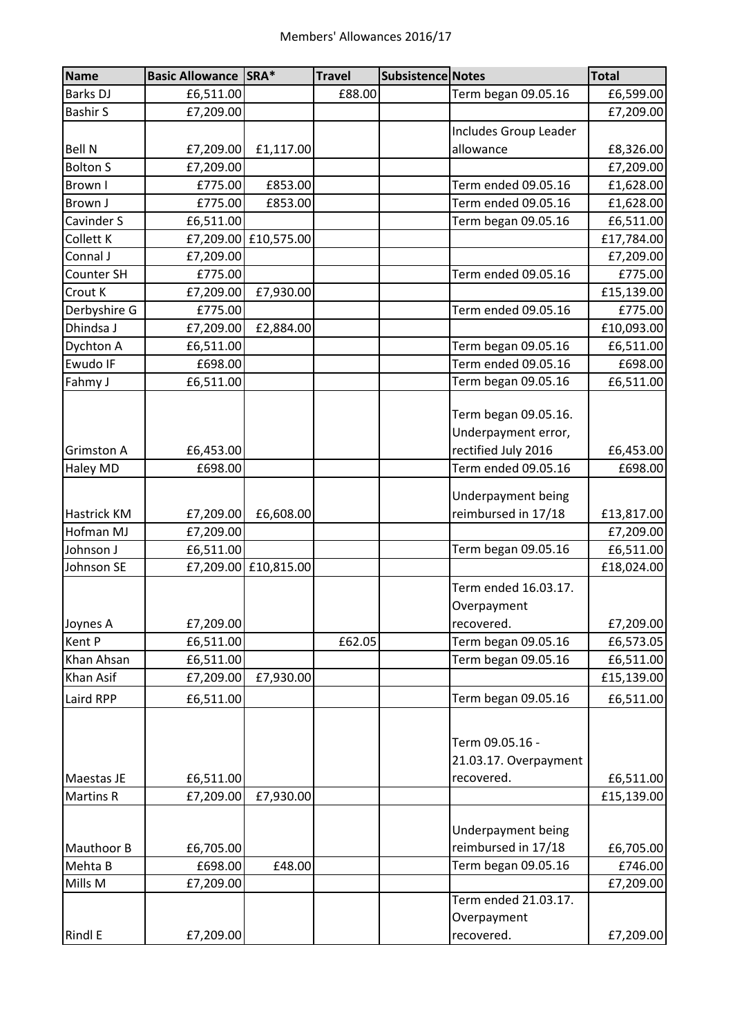# Members' Allowances 2016/17

| Name | Basic Allowance | SRA* | Travel | Subsistence | Notes | Total |
| --- | --- | --- | --- | --- | --- | --- |
| Barks DJ | £6,511.00 | | £88.00 | | Term began 09.05.16 | £6,599.00 |
| Bashir S | £7,209.00 | | | | | £7,209.00 |
| Bell N | £7,209.00 | £1,117.00 | | | Includes Group Leader allowance | £8,326.00 |
| Bolton S | £7,209.00 | | | | | £7,209.00 |
| Brown I | £775.00 | £853.00 | | | Term ended 09.05.16 | £1,628.00 |
| Brown J | £775.00 | £853.00 | | | Term ended 09.05.16 | £1,628.00 |
| Cavinder S | £6,511.00 | | | | Term began 09.05.16 | £6,511.00 |
| Collett K | £7,209.00 | £10,575.00 | | | | £17,784.00 |
| Connal J | £7,209.00 | | | | | £7,209.00 |
| Counter SH | £775.00 | | | | Term ended 09.05.16 | £775.00 |
| Crout K | £7,209.00 | £7,930.00 | | | | £15,139.00 |
| Derbyshire G | £775.00 | | | | Term ended 09.05.16 | £775.00 |
| Dhindsa J | £7,209.00 | £2,884.00 | | | | £10,093.00 |
| Dychton A | £6,511.00 | | | | Term began 09.05.16 | £6,511.00 |
| Ewudo IF | £698.00 | | | | Term ended 09.05.16 | £698.00 |
| Fahmy J | £6,511.00 | | | | Term began 09.05.16 | £6,511.00 |
| Grimston A | £6,453.00 | | | | Term began 09.05.16. Underpayment error, rectified July 2016 | £6,453.00 |
| Haley MD | £698.00 | | | | Term ended 09.05.16 | £698.00 |
| Hastrick KM | £7,209.00 | £6,608.00 | | | Underpayment being reimbursed in 17/18 | £13,817.00 |
| Hofman MJ | £7,209.00 | | | | | £7,209.00 |
| Johnson J | £6,511.00 | | | | Term began 09.05.16 | £6,511.00 |
| Johnson SE | £7,209.00 | £10,815.00 | | | | £18,024.00 |
| Joynes A | £7,209.00 | | | | Term ended 16.03.17. Overpayment recovered. | £7,209.00 |
| Kent P | £6,511.00 | | £62.05 | | Term began 09.05.16 | £6,573.05 |
| Khan Ahsan | £6,511.00 | | | | Term began 09.05.16 | £6,511.00 |
| Khan Asif | £7,209.00 | £7,930.00 | | | | £15,139.00 |
| Laird RPP | £6,511.00 | | | | Term began 09.05.16 | £6,511.00 |
| Maestas JE | £6,511.00 | | | | Term 09.05.16 - 21.03.17. Overpayment recovered. | £6,511.00 |
| Martins R | £7,209.00 | £7,930.00 | | | | £15,139.00 |
| Mauthoor B | £6,705.00 | | | | Underpayment being reimbursed in 17/18 | £6,705.00 |
| Mehta B | £698.00 | £48.00 | | | Term began 09.05.16 | £746.00 |
| Mills M | £7,209.00 | | | | | £7,209.00 |
| Rindl E | £7,209.00 | | | | Term ended 21.03.17. Overpayment recovered. | £7,209.00 |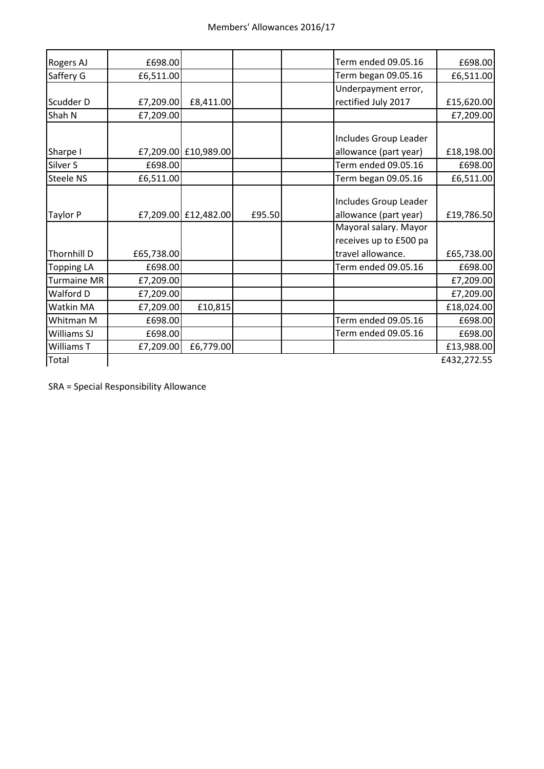Members' Allowances 2016/17

| | | | | | | |
|---|---|---|---|---|---|---|
| Rogers AJ | £698.00 | | | | Term ended 09.05.16 | £698.00 |
| Saffery G | £6,511.00 | | | | Term began 09.05.16 | £6,511.00 |
| Scudder D | £7,209.00 | £8,411.00 | | | Underpayment error, rectified July 2017 | £15,620.00 |
| Shah N | £7,209.00 | | | | | £7,209.00 |
| Sharpe I | £7,209.00 | £10,989.00 | | | Includes Group Leader allowance (part year) | £18,198.00 |
| Silver S | £698.00 | | | | Term ended 09.05.16 | £698.00 |
| Steele NS | £6,511.00 | | | | Term began 09.05.16 | £6,511.00 |
| Taylor P | £7,209.00 | £12,482.00 | £95.50 | | Includes Group Leader allowance (part year) | £19,786.50 |
| Thornhill D | £65,738.00 | | | | Mayoral salary. Mayor receives up to £500 pa travel allowance. | £65,738.00 |
| Topping LA | £698.00 | | | | Term ended 09.05.16 | £698.00 |
| Turmaine MR | £7,209.00 | | | | | £7,209.00 |
| Walford D | £7,209.00 | | | | | £7,209.00 |
| Watkin MA | £7,209.00 | £10,815 | | | | £18,024.00 |
| Whitman M | £698.00 | | | | Term ended 09.05.16 | £698.00 |
| Williams SJ | £698.00 | | | | Term ended 09.05.16 | £698.00 |
| Williams T | £7,209.00 | £6,779.00 | | | | £13,988.00 |
| Total | | | | | | £432,272.55 |

SRA = Special Responsibility Allowance